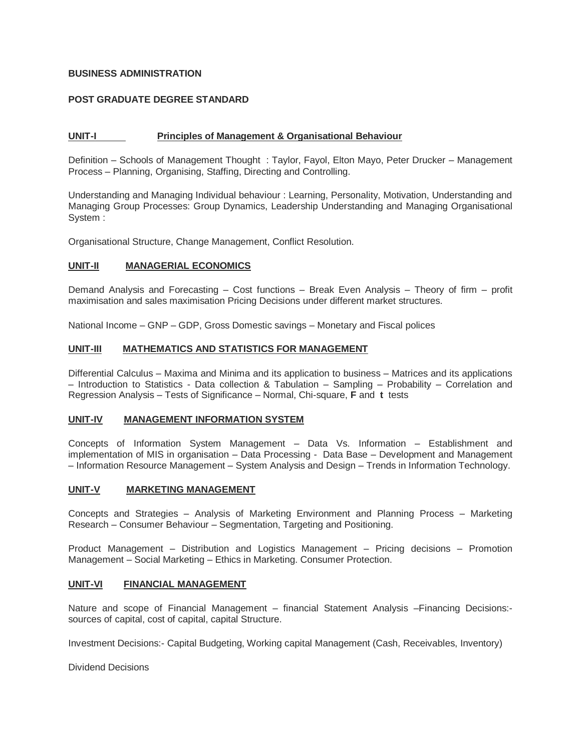**BUSINESS ADMINISTRATION**

**POST GRADUATE DEGREE STANDARD**

## UNIT-I Principles of Management & Organisational Behaviour

Definition – Schools of Management Thought : Taylor, Fayol, Elton Mayo, Peter Drucker – Management Process – Planning, Organising, Staffing, Directing and Controlling.

Understanding and Managing Individual behaviour : Learning, Personality, Motivation, Understanding and Managing Group Processes: Group Dynamics, Leadership Understanding and Managing Organisational System :

Organisational Structure, Change Management, Conflict Resolution.

## UNIT-II MANAGERIAL ECONOMICS

Demand Analysis and Forecasting – Cost functions – Break Even Analysis – Theory of firm – profit maximisation and sales maximisation Pricing Decisions under different market structures.

National Income – GNP – GDP, Gross Domestic savings – Monetary and Fiscal polices

## UNIT-III MATHEMATICS AND STATISTICS FOR MANAGEMENT

Differential Calculus – Maxima and Minima and its application to business – Matrices and its applications – Introduction to Statistics - Data collection & Tabulation – Sampling – Probability – Correlation and Regression Analysis – Tests of Significance – Normal, Chi-square, **F** and **t** tests

## UNIT-IV MANAGEMENT INFORMATION SYSTEM

Concepts of Information System Management – Data Vs. Information – Establishment and implementation of MIS in organisation – Data Processing - Data Base – Development and Management – Information Resource Management – System Analysis and Design – Trends in Information Technology.

## UNIT-V MARKETING MANAGEMENT

Concepts and Strategies – Analysis of Marketing Environment and Planning Process – Marketing Research – Consumer Behaviour – Segmentation, Targeting and Positioning.

Product Management – Distribution and Logistics Management – Pricing decisions – Promotion Management – Social Marketing – Ethics in Marketing. Consumer Protection.

## UNIT-VI FINANCIAL MANAGEMENT

Nature and scope of Financial Management – financial Statement Analysis –Financing Decisions:- sources of capital, cost of capital, capital Structure.

Investment Decisions:- Capital Budgeting, Working capital Management (Cash, Receivables, Inventory)

Dividend Decisions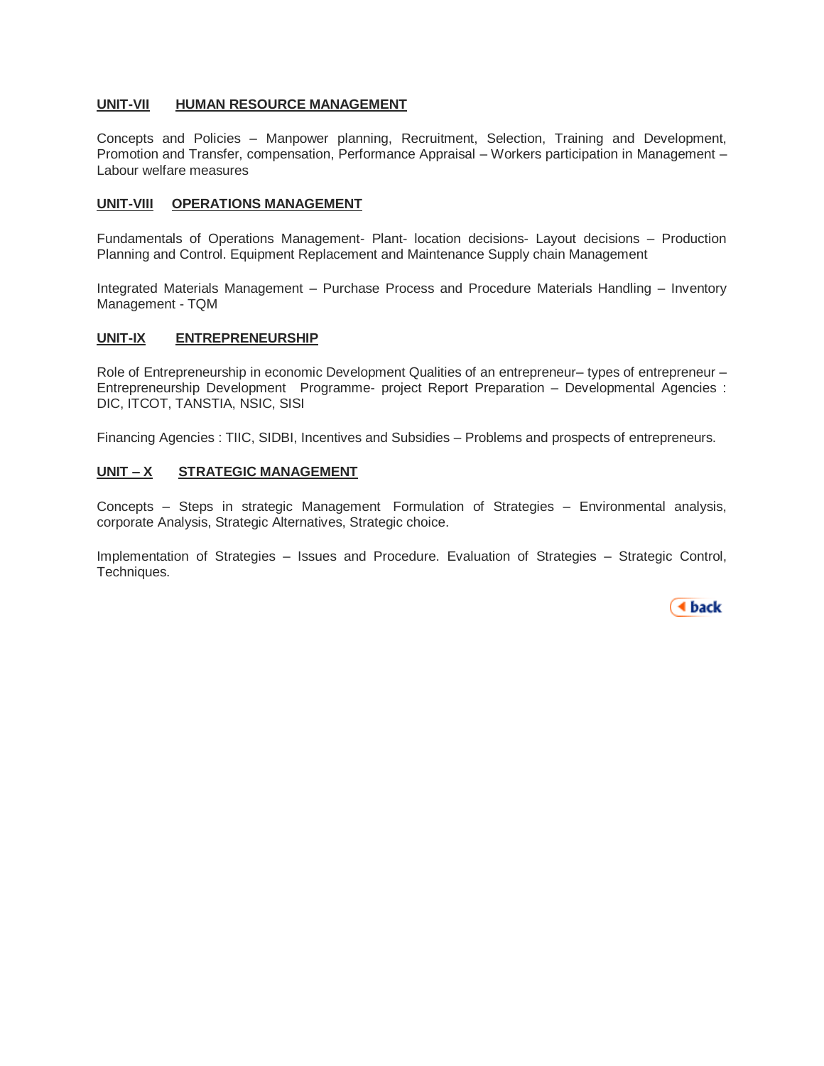## UNIT-VII HUMAN RESOURCE MANAGEMENT

Concepts and Policies – Manpower planning, Recruitment, Selection, Training and Development, Promotion and Transfer, compensation, Performance Appraisal – Workers participation in Management – Labour welfare measures

## UNIT-VIII OPERATIONS MANAGEMENT

Fundamentals of Operations Management- Plant- location decisions- Layout decisions – Production Planning and Control. Equipment Replacement and Maintenance Supply chain Management

Integrated Materials Management – Purchase Process and Procedure Materials Handling – Inventory Management - TQM

## UNIT-IX ENTREPRENEURSHIP

Role of Entrepreneurship in economic Development Qualities of an entrepreneur– types of entrepreneur – Entrepreneurship Development Programme- project Report Preparation – Developmental Agencies : DIC, ITCOT, TANSTIA, NSIC, SISI

Financing Agencies : TIIC, SIDBI, Incentives and Subsidies – Problems and prospects of entrepreneurs.

## UNIT – X STRATEGIC MANAGEMENT

Concepts – Steps in strategic Management Formulation of Strategies – Environmental analysis, corporate Analysis, Strategic Alternatives, Strategic choice.

Implementation of Strategies – Issues and Procedure. Evaluation of Strategies – Strategic Control, Techniques.

back